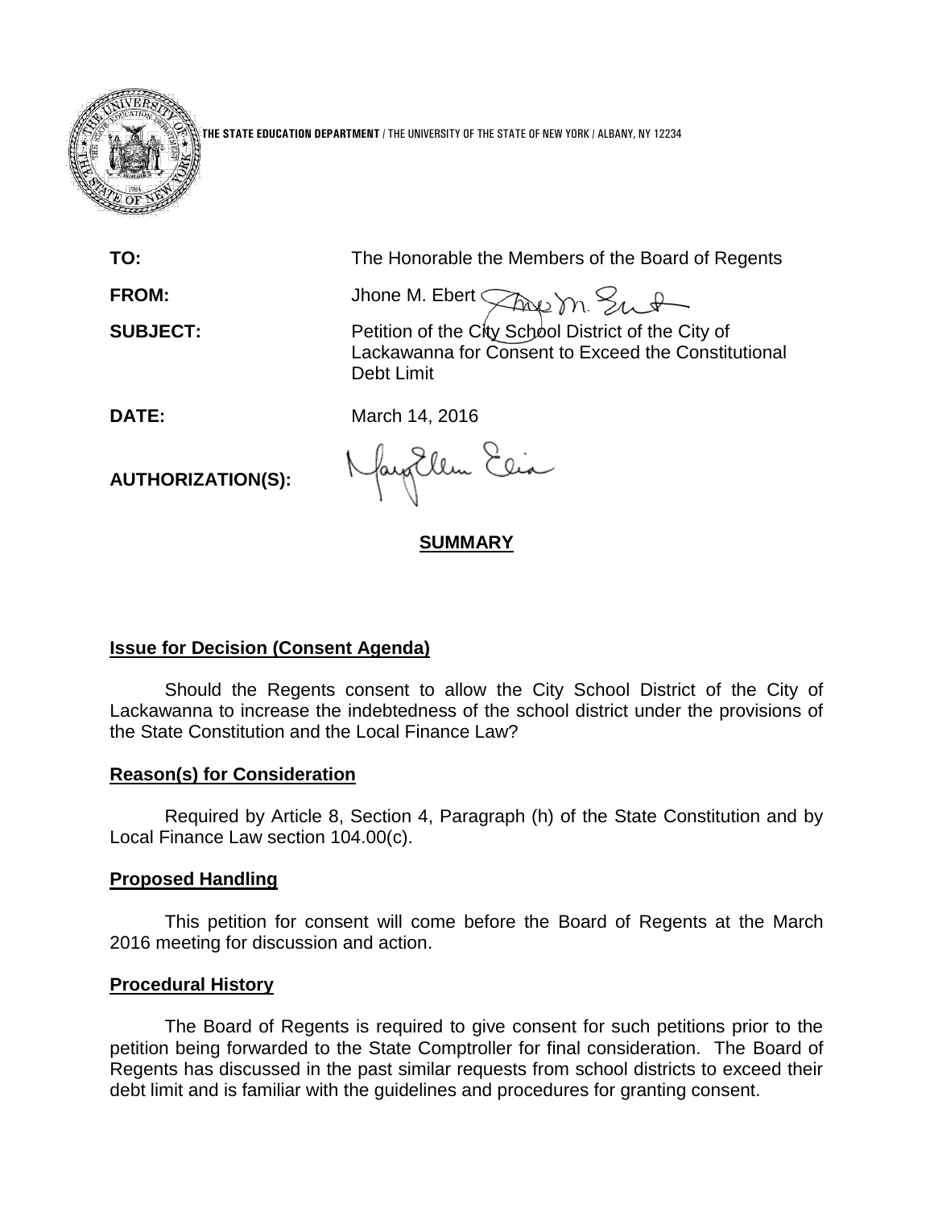THE STATE EDUCATION DEPARTMENT / THE UNIVERSITY OF THE STATE OF NEW YORK / ALBANY, NY 12234

**TO:** The Honorable the Members of the Board of Regents

**FROM:** Jhone M. Ebert

**SUBJECT:** Petition of the City School District of the City of Lackawanna for Consent to Exceed the Constitutional Debt Limit

**DATE:** March 14, 2016

**AUTHORIZATION(S):**

## SUMMARY

### Issue for Decision (Consent Agenda)

Should the Regents consent to allow the City School District of the City of Lackawanna to increase the indebtedness of the school district under the provisions of the State Constitution and the Local Finance Law?

### Reason(s) for Consideration

Required by Article 8, Section 4, Paragraph (h) of the State Constitution and by Local Finance Law section 104.00(c).

### Proposed Handling

This petition for consent will come before the Board of Regents at the March 2016 meeting for discussion and action.

### Procedural History

The Board of Regents is required to give consent for such petitions prior to the petition being forwarded to the State Comptroller for final consideration. The Board of Regents has discussed in the past similar requests from school districts to exceed their debt limit and is familiar with the guidelines and procedures for granting consent.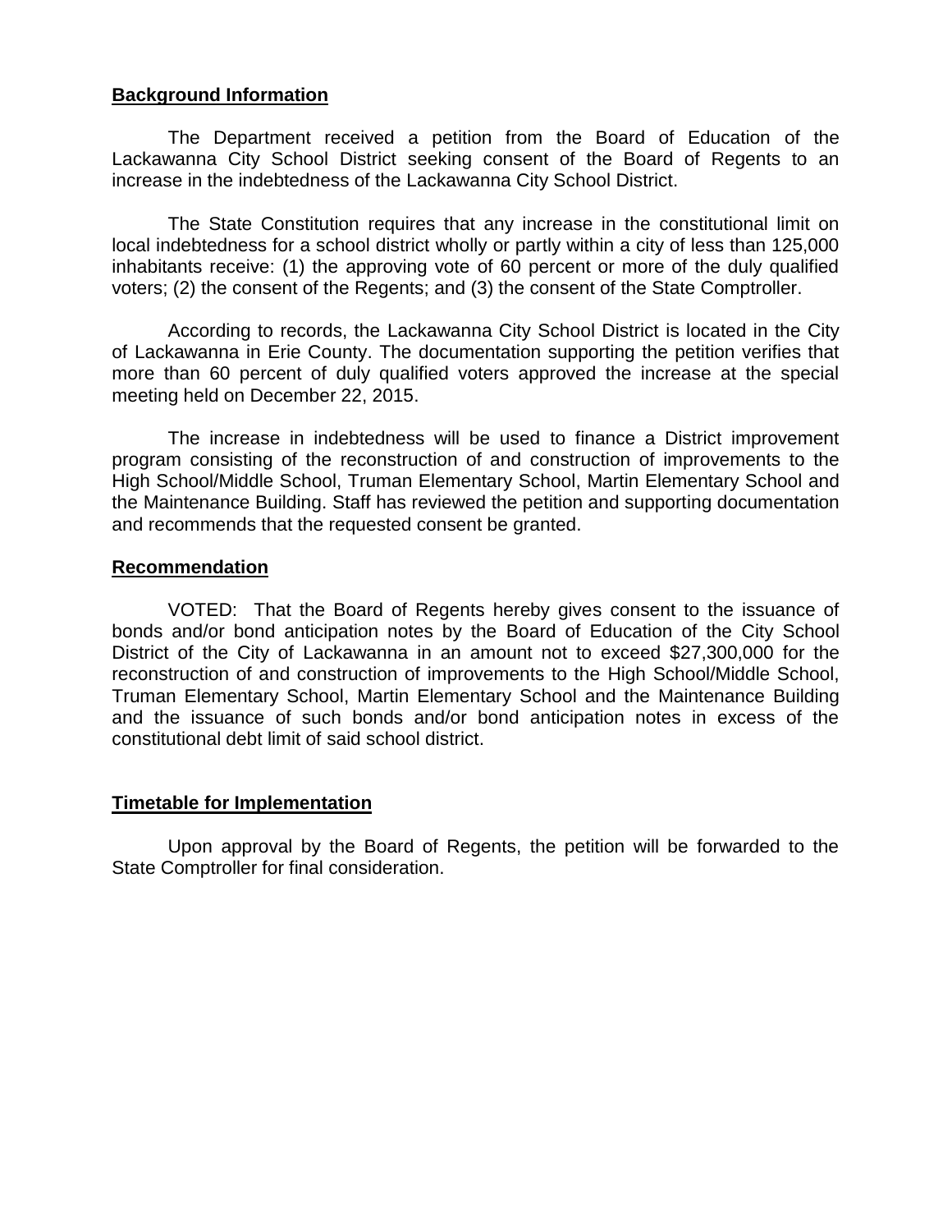## Background Information

The Department received a petition from the Board of Education of the Lackawanna City School District seeking consent of the Board of Regents to an increase in the indebtedness of the Lackawanna City School District.

The State Constitution requires that any increase in the constitutional limit on local indebtedness for a school district wholly or partly within a city of less than 125,000 inhabitants receive: (1) the approving vote of 60 percent or more of the duly qualified voters; (2) the consent of the Regents; and (3) the consent of the State Comptroller.

According to records, the Lackawanna City School District is located in the City of Lackawanna in Erie County. The documentation supporting the petition verifies that more than 60 percent of duly qualified voters approved the increase at the special meeting held on December 22, 2015.

The increase in indebtedness will be used to finance a District improvement program consisting of the reconstruction of and construction of improvements to the High School/Middle School, Truman Elementary School, Martin Elementary School and the Maintenance Building. Staff has reviewed the petition and supporting documentation and recommends that the requested consent be granted.

## Recommendation

VOTED: That the Board of Regents hereby gives consent to the issuance of bonds and/or bond anticipation notes by the Board of Education of the City School District of the City of Lackawanna in an amount not to exceed $27,300,000 for the reconstruction of and construction of improvements to the High School/Middle School, Truman Elementary School, Martin Elementary School and the Maintenance Building and the issuance of such bonds and/or bond anticipation notes in excess of the constitutional debt limit of said school district.

## Timetable for Implementation

Upon approval by the Board of Regents, the petition will be forwarded to the State Comptroller for final consideration.